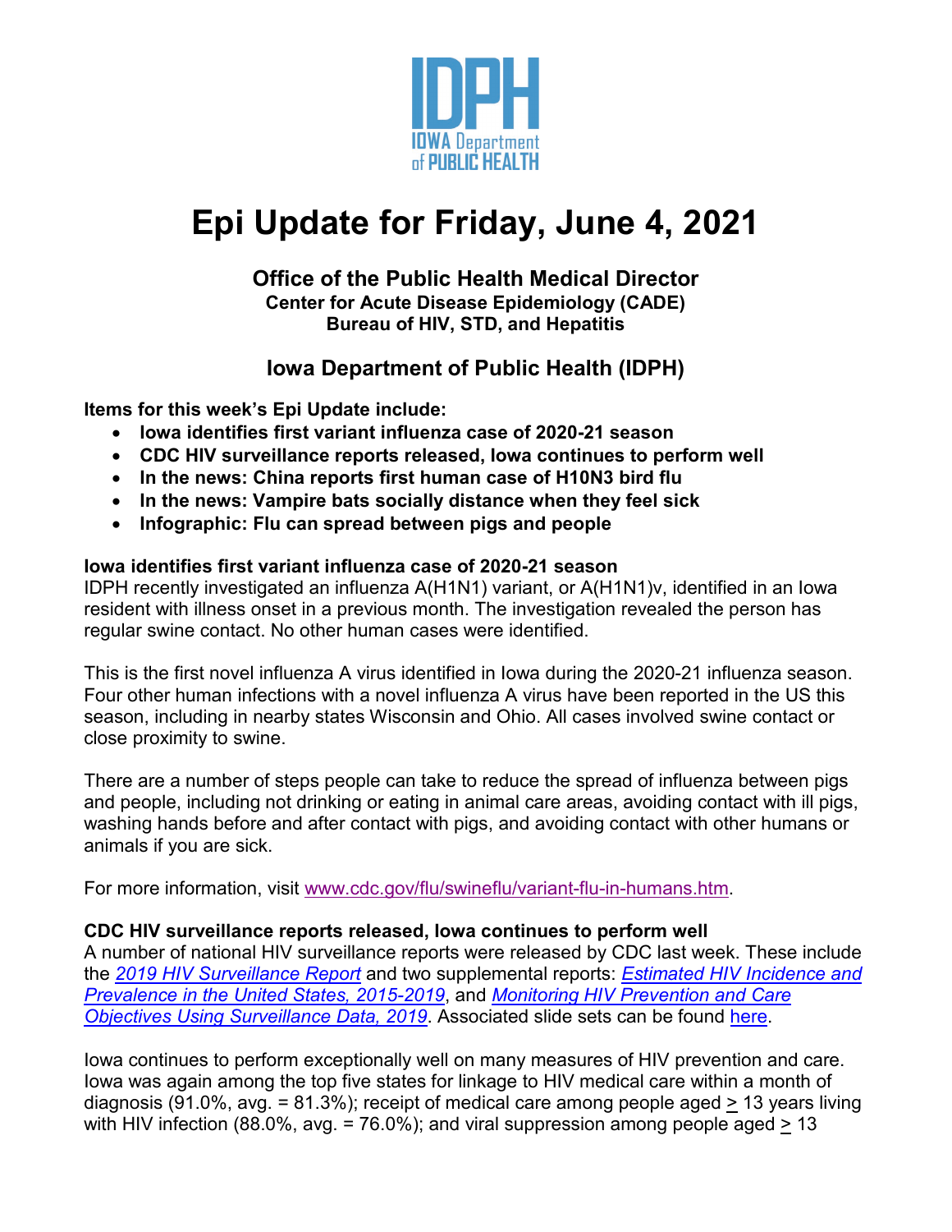IDPH
IOWA Department of PUBLIC HEALTH

# Epi Update for Friday, June 4, 2021

**Office of the Public Health Medical Director**
**Center for Acute Disease Epidemiology (CADE)**
**Bureau of HIV, STD, and Hepatitis**

**Iowa Department of Public Health (IDPH)**

**Items for this week's Epi Update include:**

- **Iowa identifies first variant influenza case of 2020-21 season**
- **CDC HIV surveillance reports released, Iowa continues to perform well**
- **In the news: China reports first human case of H10N3 bird flu**
- **In the news: Vampire bats socially distance when they feel sick**
- **Infographic: Flu can spread between pigs and people**

**Iowa identifies first variant influenza case of 2020-21 season**

IDPH recently investigated an influenza A(H1N1) variant, or A(H1N1)v, identified in an Iowa resident with illness onset in a previous month. The investigation revealed the person has regular swine contact. No other human cases were identified.

This is the first novel influenza A virus identified in Iowa during the 2020-21 influenza season. Four other human infections with a novel influenza A virus have been reported in the US this season, including in nearby states Wisconsin and Ohio. All cases involved swine contact or close proximity to swine.

There are a number of steps people can take to reduce the spread of influenza between pigs and people, including not drinking or eating in animal care areas, avoiding contact with ill pigs, washing hands before and after contact with pigs, and avoiding contact with other humans or animals if you are sick.

For more information, visit www.cdc.gov/flu/swineflu/variant-flu-in-humans.htm.

**CDC HIV surveillance reports released, Iowa continues to perform well**

A number of national HIV surveillance reports were released by CDC last week. These include the *2019 HIV Surveillance Report* and two supplemental reports: *Estimated HIV Incidence and Prevalence in the United States, 2015-2019*, and *Monitoring HIV Prevention and Care Objectives Using Surveillance Data, 2019*. Associated slide sets can be found here.

Iowa continues to perform exceptionally well on many measures of HIV prevention and care. Iowa was again among the top five states for linkage to HIV medical care within a month of diagnosis (91.0%, avg. = 81.3%); receipt of medical care among people aged ≥ 13 years living with HIV infection (88.0%, avg. = 76.0%); and viral suppression among people aged ≥ 13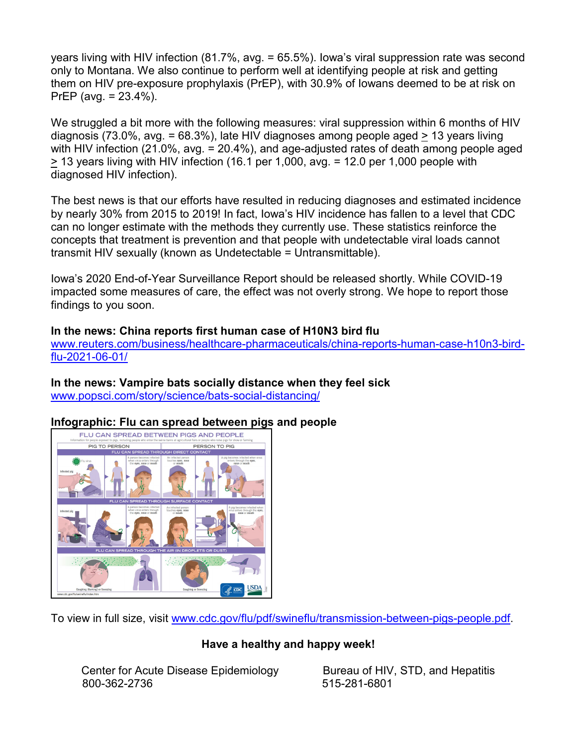years living with HIV infection (81.7%, avg. = 65.5%). Iowa's viral suppression rate was second only to Montana. We also continue to perform well at identifying people at risk and getting them on HIV pre-exposure prophylaxis (PrEP), with 30.9% of Iowans deemed to be at risk on PrEP (avg. = 23.4%).

We struggled a bit more with the following measures: viral suppression within 6 months of HIV diagnosis (73.0%, avg. = 68.3%), late HIV diagnoses among people aged ≥ 13 years living with HIV infection (21.0%, avg. = 20.4%), and age-adjusted rates of death among people aged ≥ 13 years living with HIV infection (16.1 per 1,000, avg. = 12.0 per 1,000 people with diagnosed HIV infection).

The best news is that our efforts have resulted in reducing diagnoses and estimated incidence by nearly 30% from 2015 to 2019! In fact, Iowa's HIV incidence has fallen to a level that CDC can no longer estimate with the methods they currently use. These statistics reinforce the concepts that treatment is prevention and that people with undetectable viral loads cannot transmit HIV sexually (known as Undetectable = Untransmittable).

Iowa's 2020 End-of-Year Surveillance Report should be released shortly. While COVID-19 impacted some measures of care, the effect was not overly strong. We hope to report those findings to you soon.

**In the news: China reports first human case of H10N3 bird flu**
www.reuters.com/business/healthcare-pharmaceuticals/china-reports-human-case-h10n3-bird-flu-2021-06-01/

**In the news: Vampire bats socially distance when they feel sick**
www.popsci.com/story/science/bats-social-distancing/

**Infographic: Flu can spread between pigs and people**

To view in full size, visit www.cdc.gov/flu/pdf/swineflu/transmission-between-pigs-people.pdf.

**Have a healthy and happy week!**

Center for Acute Disease Epidemiology
800-362-2736

Bureau of HIV, STD, and Hepatitis
515-281-6801